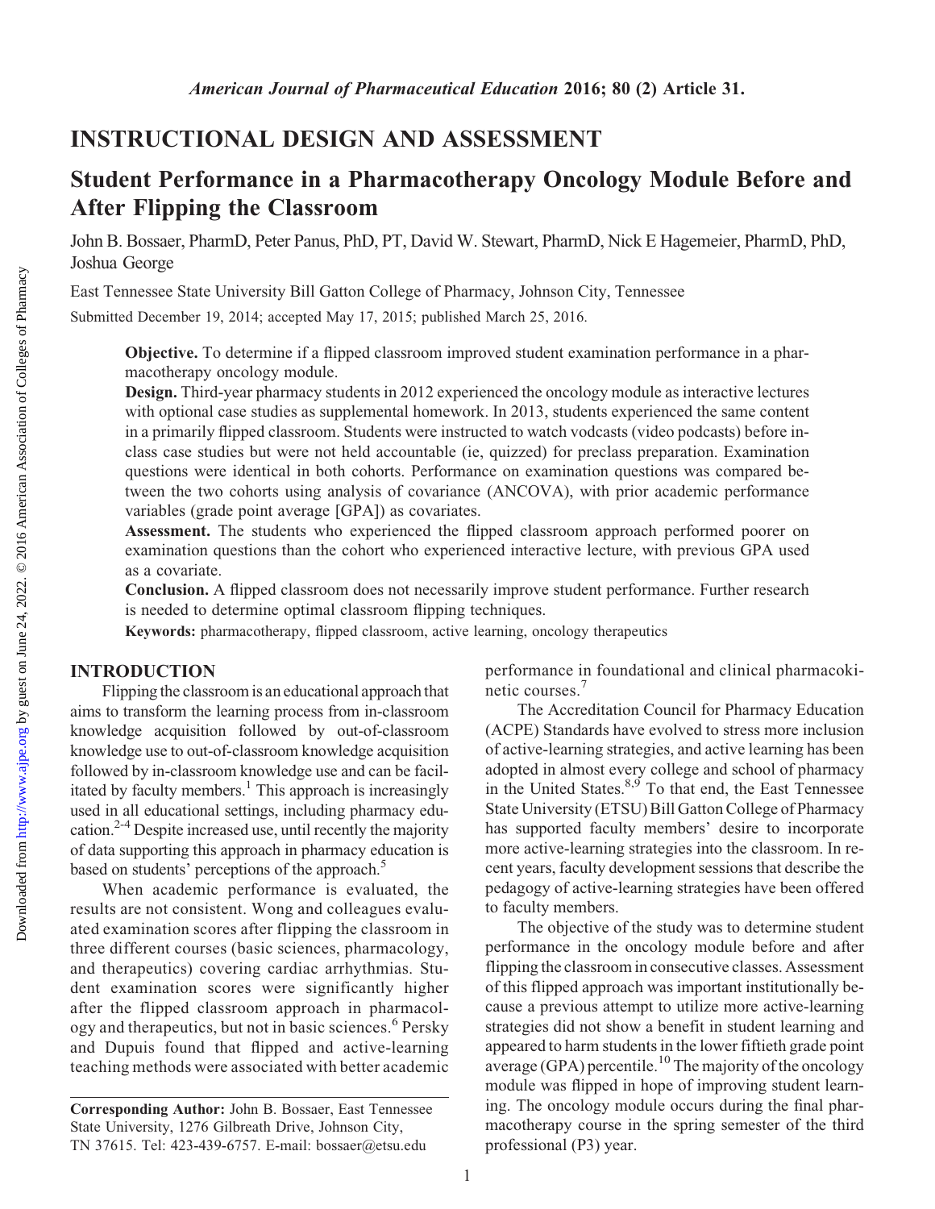## INSTRUCTIONAL DESIGN AND ASSESSMENT

# Student Performance in a Pharmacotherapy Oncology Module Before and After Flipping the Classroom

John B. Bossaer, PharmD, Peter Panus, PhD, PT, David W. Stewart, PharmD, Nick E Hagemeier, PharmD, PhD, Joshua George

East Tennessee State University Bill Gatton College of Pharmacy, Johnson City, Tennessee

Submitted December 19, 2014; accepted May 17, 2015; published March 25, 2016.

**Objective.** To determine if a flipped classroom improved student examination performance in a pharmacotherapy oncology module.

**Design.** Third-year pharmacy students in 2012 experienced the oncology module as interactive lectures with optional case studies as supplemental homework. In 2013, students experienced the same content in a primarily flipped classroom. Students were instructed to watch vodcasts (video podcasts) before in-class case studies but were not held accountable (ie, quizzed) for preclass preparation. Examination questions were identical in both cohorts. Performance on examination questions was compared between the two cohorts using analysis of covariance (ANCOVA), with prior academic performance variables (grade point average [GPA]) as covariates.

**Assessment.** The students who experienced the flipped classroom approach performed poorer on examination questions than the cohort who experienced interactive lecture, with previous GPA used as a covariate.

**Conclusion.** A flipped classroom does not necessarily improve student performance. Further research is needed to determine optimal classroom flipping techniques.

**Keywords:** pharmacotherapy, flipped classroom, active learning, oncology therapeutics

## INTRODUCTION

Flipping the classroom is an educational approach that aims to transform the learning process from in-classroom knowledge acquisition followed by out-of-classroom knowledge use to out-of-classroom knowledge acquisition followed by in-classroom knowledge use and can be facilitated by faculty members.[1] This approach is increasingly used in all educational settings, including pharmacy education.[2-4] Despite increased use, until recently the majority of data supporting this approach in pharmacy education is based on students' perceptions of the approach.[5]

When academic performance is evaluated, the results are not consistent. Wong and colleagues evaluated examination scores after flipping the classroom in three different courses (basic sciences, pharmacology, and therapeutics) covering cardiac arrhythmias. Student examination scores were significantly higher after the flipped classroom approach in pharmacology and therapeutics, but not in basic sciences.[6] Persky and Dupuis found that flipped and active-learning teaching methods were associated with better academic performance in foundational and clinical pharmacokinetic courses.[7]

The Accreditation Council for Pharmacy Education (ACPE) Standards have evolved to stress more inclusion of active-learning strategies, and active learning has been adopted in almost every college and school of pharmacy in the United States.[8,9] To that end, the East Tennessee State University (ETSU) Bill Gatton College of Pharmacy has supported faculty members' desire to incorporate more active-learning strategies into the classroom. In recent years, faculty development sessions that describe the pedagogy of active-learning strategies have been offered to faculty members.

The objective of the study was to determine student performance in the oncology module before and after flipping the classroom in consecutive classes. Assessment of this flipped approach was important institutionally because a previous attempt to utilize more active-learning strategies did not show a benefit in student learning and appeared to harm students in the lower fiftieth grade point average (GPA) percentile.[10] The majority of the oncology module was flipped in hope of improving student learning. The oncology module occurs during the final pharmacotherapy course in the spring semester of the third professional (P3) year.

---

**Corresponding Author:** John B. Bossaer, East Tennessee State University, 1276 Gilbreath Drive, Johnson City, TN 37615. Tel: 423-439-6757. E-mail: bossaer@etsu.edu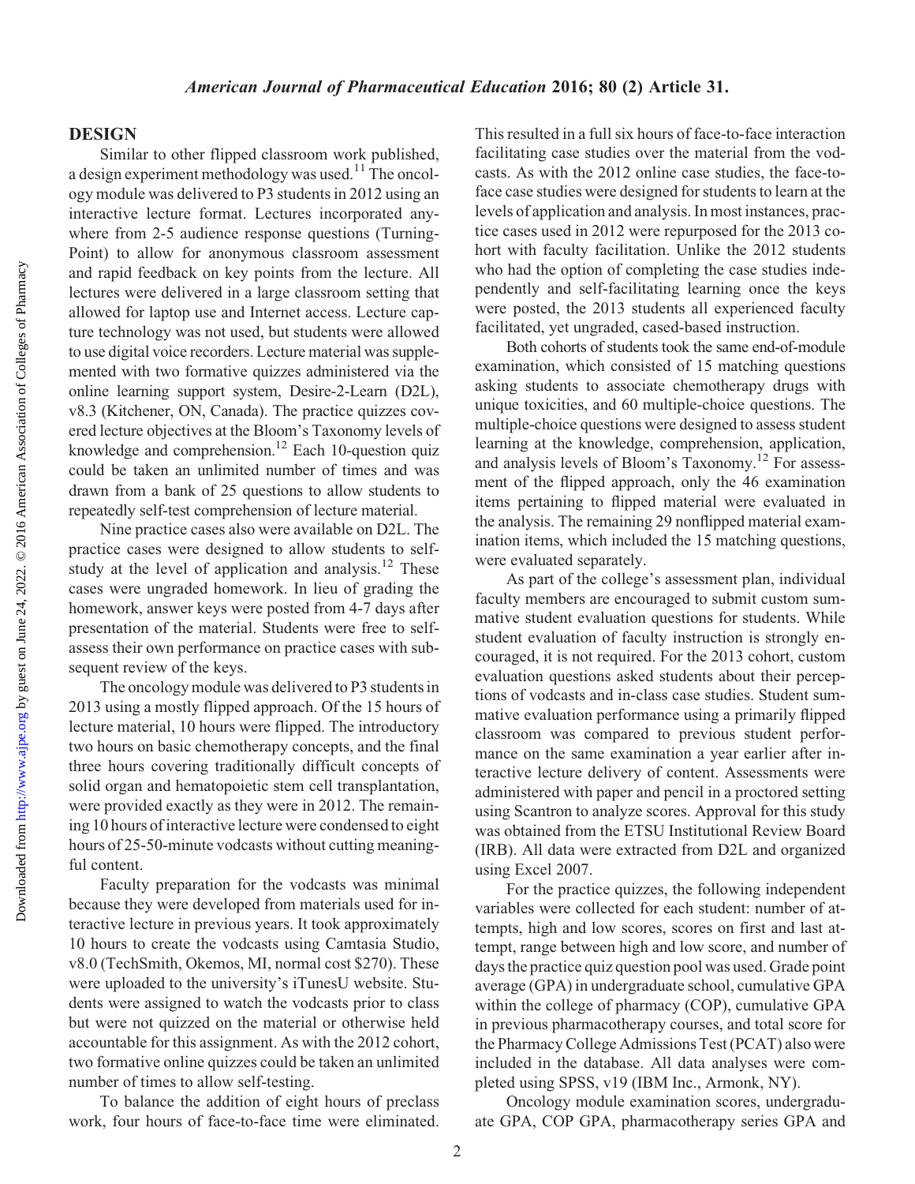## DESIGN

Similar to other flipped classroom work published, a design experiment methodology was used.[11] The oncology module was delivered to P3 students in 2012 using an interactive lecture format. Lectures incorporated anywhere from 2-5 audience response questions (TurningPoint) to allow for anonymous classroom assessment and rapid feedback on key points from the lecture. All lectures were delivered in a large classroom setting that allowed for laptop use and Internet access. Lecture capture technology was not used, but students were allowed to use digital voice recorders. Lecture material was supplemented with two formative quizzes administered via the online learning support system, Desire-2-Learn (D2L), v8.3 (Kitchener, ON, Canada). The practice quizzes covered lecture objectives at the Bloom's Taxonomy levels of knowledge and comprehension.[12] Each 10-question quiz could be taken an unlimited number of times and was drawn from a bank of 25 questions to allow students to repeatedly self-test comprehension of lecture material.

Nine practice cases also were available on D2L. The practice cases were designed to allow students to self-study at the level of application and analysis.[12] These cases were ungraded homework. In lieu of grading the homework, answer keys were posted from 4-7 days after presentation of the material. Students were free to self-assess their own performance on practice cases with subsequent review of the keys.

The oncology module was delivered to P3 students in 2013 using a mostly flipped approach. Of the 15 hours of lecture material, 10 hours were flipped. The introductory two hours on basic chemotherapy concepts, and the final three hours covering traditionally difficult concepts of solid organ and hematopoietic stem cell transplantation, were provided exactly as they were in 2012. The remaining 10 hours of interactive lecture were condensed to eight hours of 25-50-minute vodcasts without cutting meaningful content.

Faculty preparation for the vodcasts was minimal because they were developed from materials used for interactive lecture in previous years. It took approximately 10 hours to create the vodcasts using Camtasia Studio, v8.0 (TechSmith, Okemos, MI, normal cost $270). These were uploaded to the university's iTunesU website. Students were assigned to watch the vodcasts prior to class but were not quizzed on the material or otherwise held accountable for this assignment. As with the 2012 cohort, two formative online quizzes could be taken an unlimited number of times to allow self-testing.

To balance the addition of eight hours of preclass work, four hours of face-to-face time were eliminated. This resulted in a full six hours of face-to-face interaction facilitating case studies over the material from the vodcasts. As with the 2012 online case studies, the face-to-face case studies were designed for students to learn at the levels of application and analysis. In most instances, practice cases used in 2012 were repurposed for the 2013 cohort with faculty facilitation. Unlike the 2012 students who had the option of completing the case studies independently and self-facilitating learning once the keys were posted, the 2013 students all experienced faculty facilitated, yet ungraded, cased-based instruction.

Both cohorts of students took the same end-of-module examination, which consisted of 15 matching questions asking students to associate chemotherapy drugs with unique toxicities, and 60 multiple-choice questions. The multiple-choice questions were designed to assess student learning at the knowledge, comprehension, application, and analysis levels of Bloom's Taxonomy.[12] For assessment of the flipped approach, only the 46 examination items pertaining to flipped material were evaluated in the analysis. The remaining 29 nonflipped material examination items, which included the 15 matching questions, were evaluated separately.

As part of the college's assessment plan, individual faculty members are encouraged to submit custom summative student evaluation questions for students. While student evaluation of faculty instruction is strongly encouraged, it is not required. For the 2013 cohort, custom evaluation questions asked students about their perceptions of vodcasts and in-class case studies. Student summative evaluation performance using a primarily flipped classroom was compared to previous student performance on the same examination a year earlier after interactive lecture delivery of content. Assessments were administered with paper and pencil in a proctored setting using Scantron to analyze scores. Approval for this study was obtained from the ETSU Institutional Review Board (IRB). All data were extracted from D2L and organized using Excel 2007.

For the practice quizzes, the following independent variables were collected for each student: number of attempts, high and low scores, scores on first and last attempt, range between high and low score, and number of days the practice quiz question pool was used. Grade point average (GPA) in undergraduate school, cumulative GPA within the college of pharmacy (COP), cumulative GPA in previous pharmacotherapy courses, and total score for the Pharmacy College Admissions Test (PCAT) also were included in the database. All data analyses were completed using SPSS, v19 (IBM Inc., Armonk, NY).

Oncology module examination scores, undergraduate GPA, COP GPA, pharmacotherapy series GPA and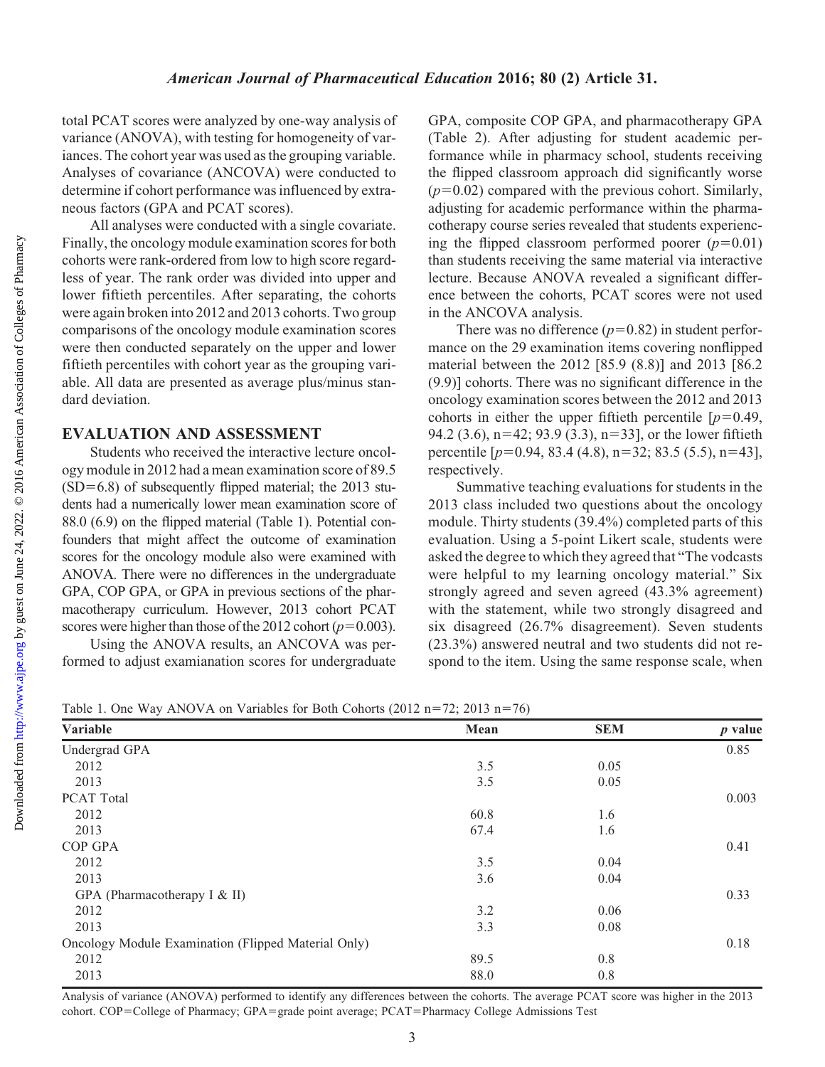total PCAT scores were analyzed by one-way analysis of variance (ANOVA), with testing for homogeneity of variances. The cohort year was used as the grouping variable. Analyses of covariance (ANCOVA) were conducted to determine if cohort performance was influenced by extraneous factors (GPA and PCAT scores).

All analyses were conducted with a single covariate. Finally, the oncology module examination scores for both cohorts were rank-ordered from low to high score regardless of year. The rank order was divided into upper and lower fiftieth percentiles. After separating, the cohorts were again broken into 2012 and 2013 cohorts. Two group comparisons of the oncology module examination scores were then conducted separately on the upper and lower fiftieth percentiles with cohort year as the grouping variable. All data are presented as average plus/minus standard deviation.

## EVALUATION AND ASSESSMENT

Students who received the interactive lecture oncology module in 2012 had a mean examination score of 89.5 (SD=6.8) of subsequently flipped material; the 2013 students had a numerically lower mean examination score of 88.0 (6.9) on the flipped material (Table 1). Potential confounders that might affect the outcome of examination scores for the oncology module also were examined with ANOVA. There were no differences in the undergraduate GPA, COP GPA, or GPA in previous sections of the pharmacotherapy curriculum. However, 2013 cohort PCAT scores were higher than those of the 2012 cohort ($p=0.003$).

Using the ANOVA results, an ANCOVA was performed to adjust examianation scores for undergraduate GPA, composite COP GPA, and pharmacotherapy GPA (Table 2). After adjusting for student academic performance while in pharmacy school, students receiving the flipped classroom approach did significantly worse ($p=0.02$) compared with the previous cohort. Similarly, adjusting for academic performance within the pharmacotherapy course series revealed that students experiencing the flipped classroom performed poorer ($p=0.01$) than students receiving the same material via interactive lecture. Because ANOVA revealed a significant difference between the cohorts, PCAT scores were not used in the ANCOVA analysis.

There was no difference ($p=0.82$) in student performance on the 29 examination items covering nonflipped material between the 2012 [85.9 (8.8)] and 2013 [86.2 (9.9)] cohorts. There was no significant difference in the oncology examination scores between the 2012 and 2013 cohorts in either the upper fiftieth percentile [$p=0.49$, 94.2 (3.6), n=42; 93.9 (3.3), n=33], or the lower fiftieth percentile [$p=0.94$, 83.4 (4.8), n=32; 83.5 (5.5), n=43], respectively.

Summative teaching evaluations for students in the 2013 class included two questions about the oncology module. Thirty students (39.4%) completed parts of this evaluation. Using a 5-point Likert scale, students were asked the degree to which they agreed that "The vodcasts were helpful to my learning oncology material." Six strongly agreed and seven agreed (43.3% agreement) with the statement, while two strongly disagreed and six disagreed (26.7% disagreement). Seven students (23.3%) answered neutral and two students did not respond to the item. Using the same response scale, when

Table 1. One Way ANOVA on Variables for Both Cohorts (2012 n=72; 2013 n=76)

| Variable | Mean | SEM | *p* value |
|---|---|---|---|
| Undergrad GPA | | | 0.85 |
| 2012 | 3.5 | 0.05 | |
| 2013 | 3.5 | 0.05 | |
| PCAT Total | | | 0.003 |
| 2012 | 60.8 | 1.6 | |
| 2013 | 67.4 | 1.6 | |
| COP GPA | | | 0.41 |
| 2012 | 3.5 | 0.04 | |
| 2013 | 3.6 | 0.04 | |
| GPA (Pharmacotherapy I & II) | | | 0.33 |
| 2012 | 3.2 | 0.06 | |
| 2013 | 3.3 | 0.08 | |
| Oncology Module Examination (Flipped Material Only) | | | 0.18 |
| 2012 | 89.5 | 0.8 | |
| 2013 | 88.0 | 0.8 | |

Analysis of variance (ANOVA) performed to identify any differences between the cohorts. The average PCAT score was higher in the 2013 cohort. COP=College of Pharmacy; GPA=grade point average; PCAT=Pharmacy College Admissions Test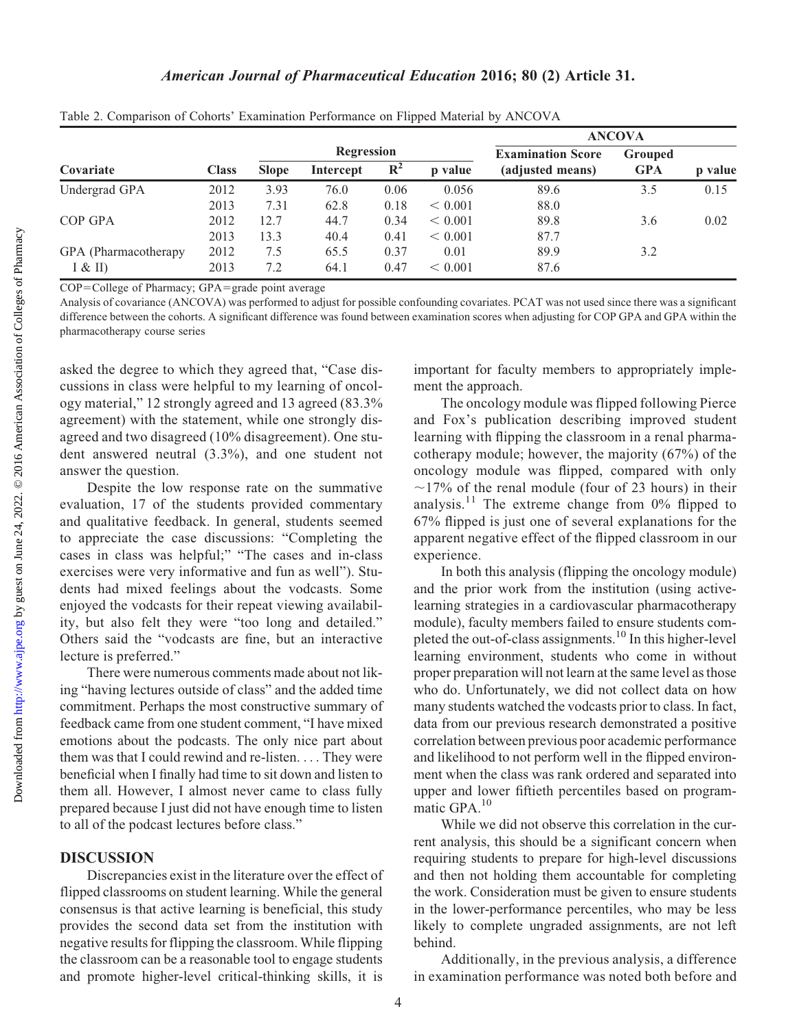Table 2. Comparison of Cohorts' Examination Performance on Flipped Material by ANCOVA

| | | Regression | | | | ANCOVA | | |
|---|---|---|---|---|---|---|---|---|
| Covariate | Class | Slope | Intercept | $R^2$ | p value | Examination Score (adjusted means) | Grouped GPA | p value |
| Undergrad GPA | 2012 | 3.93 | 76.0 | 0.06 | 0.056 | 89.6 | 3.5 | 0.15 |
| | 2013 | 7.31 | 62.8 | 0.18 | $< 0.001$ | 88.0 | | |
| COP GPA | 2012 | 12.7 | 44.7 | 0.34 | $< 0.001$ | 89.8 | 3.6 | 0.02 |
| | 2013 | 13.3 | 40.4 | 0.41 | $< 0.001$ | 87.7 | | |
| GPA (Pharmacotherapy I & II) | 2012 | 7.5 | 65.5 | 0.37 | 0.01 | 89.9 | 3.2 | |
| | 2013 | 7.2 | 64.1 | 0.47 | $< 0.001$ | 87.6 | | |

COP=College of Pharmacy; GPA=grade point average

Analysis of covariance (ANCOVA) was performed to adjust for possible confounding covariates. PCAT was not used since there was a significant difference between the cohorts. A significant difference was found between examination scores when adjusting for COP GPA and GPA within the pharmacotherapy course series

asked the degree to which they agreed that, "Case discussions in class were helpful to my learning of oncology material," 12 strongly agreed and 13 agreed (83.3% agreement) with the statement, while one strongly disagreed and two disagreed (10% disagreement). One student answered neutral (3.3%), and one student not answer the question.

Despite the low response rate on the summative evaluation, 17 of the students provided commentary and qualitative feedback. In general, students seemed to appreciate the case discussions: "Completing the cases in class was helpful;" "The cases and in-class exercises were very informative and fun as well"). Students had mixed feelings about the vodcasts. Some enjoyed the vodcasts for their repeat viewing availability, but also felt they were "too long and detailed." Others said the "vodcasts are fine, but an interactive lecture is preferred."

There were numerous comments made about not liking "having lectures outside of class" and the added time commitment. Perhaps the most constructive summary of feedback came from one student comment, "I have mixed emotions about the podcasts. The only nice part about them was that I could rewind and re-listen. . . . They were beneficial when I finally had time to sit down and listen to them all. However, I almost never came to class fully prepared because I just did not have enough time to listen to all of the podcast lectures before class."

## DISCUSSION

Discrepancies exist in the literature over the effect of flipped classrooms on student learning. While the general consensus is that active learning is beneficial, this study provides the second data set from the institution with negative results for flipping the classroom. While flipping the classroom can be a reasonable tool to engage students and promote higher-level critical-thinking skills, it is important for faculty members to appropriately implement the approach.

The oncology module was flipped following Pierce and Fox's publication describing improved student learning with flipping the classroom in a renal pharmacotherapy module; however, the majority (67%) of the oncology module was flipped, compared with only ~17% of the renal module (four of 23 hours) in their analysis.[11] The extreme change from 0% flipped to 67% flipped is just one of several explanations for the apparent negative effect of the flipped classroom in our experience.

In both this analysis (flipping the oncology module) and the prior work from the institution (using active-learning strategies in a cardiovascular pharmacotherapy module), faculty members failed to ensure students completed the out-of-class assignments.[10] In this higher-level learning environment, students who come in without proper preparation will not learn at the same level as those who do. Unfortunately, we did not collect data on how many students watched the vodcasts prior to class. In fact, data from our previous research demonstrated a positive correlation between previous poor academic performance and likelihood to not perform well in the flipped environment when the class was rank ordered and separated into upper and lower fiftieth percentiles based on programmatic GPA.[10]

While we did not observe this correlation in the current analysis, this should be a significant concern when requiring students to prepare for high-level discussions and then not holding them accountable for completing the work. Consideration must be given to ensure students in the lower-performance percentiles, who may be less likely to complete ungraded assignments, are not left behind.

Additionally, in the previous analysis, a difference in examination performance was noted both before and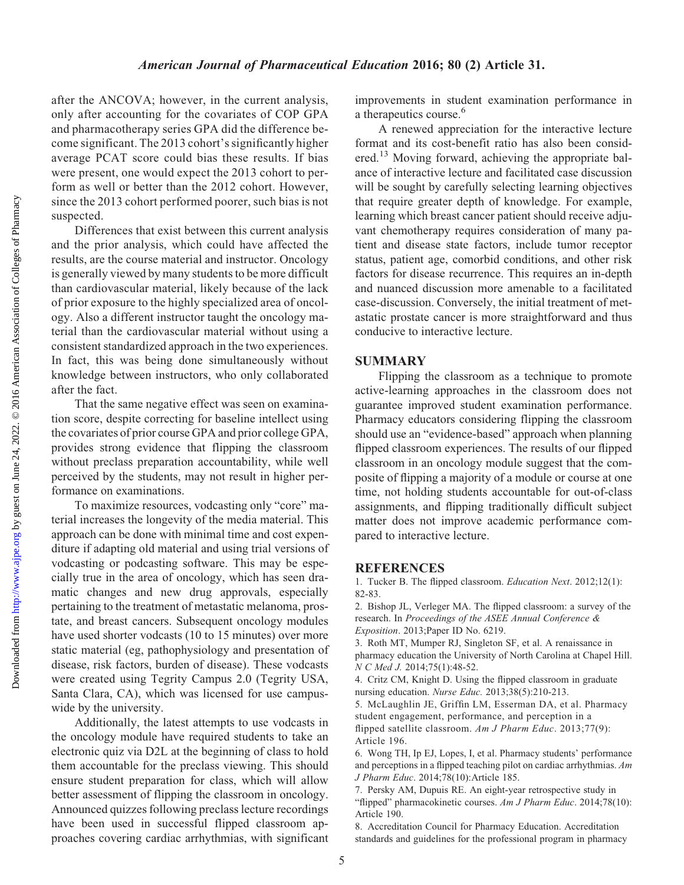after the ANCOVA; however, in the current analysis, only after accounting for the covariates of COP GPA and pharmacotherapy series GPA did the difference become significant. The 2013 cohort's significantly higher average PCAT score could bias these results. If bias were present, one would expect the 2013 cohort to perform as well or better than the 2012 cohort. However, since the 2013 cohort performed poorer, such bias is not suspected.

Differences that exist between this current analysis and the prior analysis, which could have affected the results, are the course material and instructor. Oncology is generally viewed by many students to be more difficult than cardiovascular material, likely because of the lack of prior exposure to the highly specialized area of oncology. Also a different instructor taught the oncology material than the cardiovascular material without using a consistent standardized approach in the two experiences. In fact, this was being done simultaneously without knowledge between instructors, who only collaborated after the fact.

That the same negative effect was seen on examination score, despite correcting for baseline intellect using the covariates of prior course GPA and prior college GPA, provides strong evidence that flipping the classroom without preclass preparation accountability, while well perceived by the students, may not result in higher performance on examinations.

To maximize resources, vodcasting only "core" material increases the longevity of the media material. This approach can be done with minimal time and cost expenditure if adapting old material and using trial versions of vodcasting or podcasting software. This may be especially true in the area of oncology, which has seen dramatic changes and new drug approvals, especially pertaining to the treatment of metastatic melanoma, prostate, and breast cancers. Subsequent oncology modules have used shorter vodcasts (10 to 15 minutes) over more static material (eg, pathophysiology and presentation of disease, risk factors, burden of disease). These vodcasts were created using Tegrity Campus 2.0 (Tegrity USA, Santa Clara, CA), which was licensed for use campus-wide by the university.

Additionally, the latest attempts to use vodcasts in the oncology module have required students to take an electronic quiz via D2L at the beginning of class to hold them accountable for the preclass viewing. This should ensure student preparation for class, which will allow better assessment of flipping the classroom in oncology. Announced quizzes following preclass lecture recordings have been used in successful flipped classroom approaches covering cardiac arrhythmias, with significant improvements in student examination performance in a therapeutics course.[6]

A renewed appreciation for the interactive lecture format and its cost-benefit ratio has also been considered.[13] Moving forward, achieving the appropriate balance of interactive lecture and facilitated case discussion will be sought by carefully selecting learning objectives that require greater depth of knowledge. For example, learning which breast cancer patient should receive adjuvant chemotherapy requires consideration of many patient and disease state factors, include tumor receptor status, patient age, comorbid conditions, and other risk factors for disease recurrence. This requires an in-depth and nuanced discussion more amenable to a facilitated case-discussion. Conversely, the initial treatment of metastatic prostate cancer is more straightforward and thus conducive to interactive lecture.

## SUMMARY

Flipping the classroom as a technique to promote active-learning approaches in the classroom does not guarantee improved student examination performance. Pharmacy educators considering flipping the classroom should use an "evidence-based" approach when planning flipped classroom experiences. The results of our flipped classroom in an oncology module suggest that the composite of flipping a majority of a module or course at one time, not holding students accountable for out-of-class assignments, and flipping traditionally difficult subject matter does not improve academic performance compared to interactive lecture.

## REFERENCES

1. Tucker B. The flipped classroom. *Education Next*. 2012;12(1):82-83.
2. Bishop JL, Verleger MA. The flipped classroom: a survey of the research. In *Proceedings of the ASEE Annual Conference & Exposition*. 2013;Paper ID No. 6219.
3. Roth MT, Mumper RJ, Singleton SF, et al. A renaissance in pharmacy education the University of North Carolina at Chapel Hill. *N C Med J.* 2014;75(1):48-52.
4. Critz CM, Knight D. Using the flipped classroom in graduate nursing education. *Nurse Educ.* 2013;38(5):210-213.
5. McLaughlin JE, Griffin LM, Esserman DA, et al. Pharmacy student engagement, performance, and perception in a flipped satellite classroom. *Am J Pharm Educ*. 2013;77(9): Article 196.
6. Wong TH, Ip EJ, Lopes, I, et al. Pharmacy students' performance and perceptions in a flipped teaching pilot on cardiac arrhythmias. *Am J Pharm Educ*. 2014;78(10):Article 185.
7. Persky AM, Dupuis RE. An eight-year retrospective study in "flipped" pharmacokinetic courses. *Am J Pharm Educ*. 2014;78(10): Article 190.
8. Accreditation Council for Pharmacy Education. Accreditation standards and guidelines for the professional program in pharmacy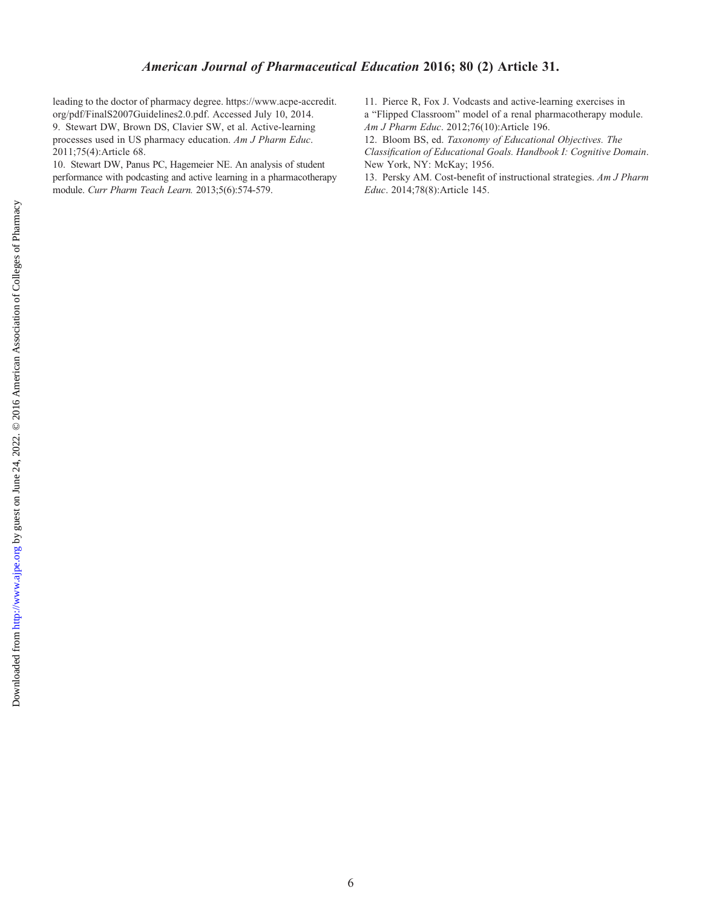leading to the doctor of pharmacy degree. https://www.acpe-accredit.org/pdf/FinalS2007Guidelines2.0.pdf. Accessed July 10, 2014.

9. Stewart DW, Brown DS, Clavier SW, et al. Active-learning processes used in US pharmacy education. *Am J Pharm Educ*. 2011;75(4):Article 68.

10. Stewart DW, Panus PC, Hagemeier NE. An analysis of student performance with podcasting and active learning in a pharmacotherapy module. *Curr Pharm Teach Learn.* 2013;5(6):574-579.

11. Pierce R, Fox J. Vodcasts and active-learning exercises in a "Flipped Classroom" model of a renal pharmacotherapy module. *Am J Pharm Educ*. 2012;76(10):Article 196.

12. Bloom BS, ed. *Taxonomy of Educational Objectives. The Classification of Educational Goals. Handbook I: Cognitive Domain*. New York, NY: McKay; 1956.

13. Persky AM. Cost-benefit of instructional strategies. *Am J Pharm Educ*. 2014;78(8):Article 145.